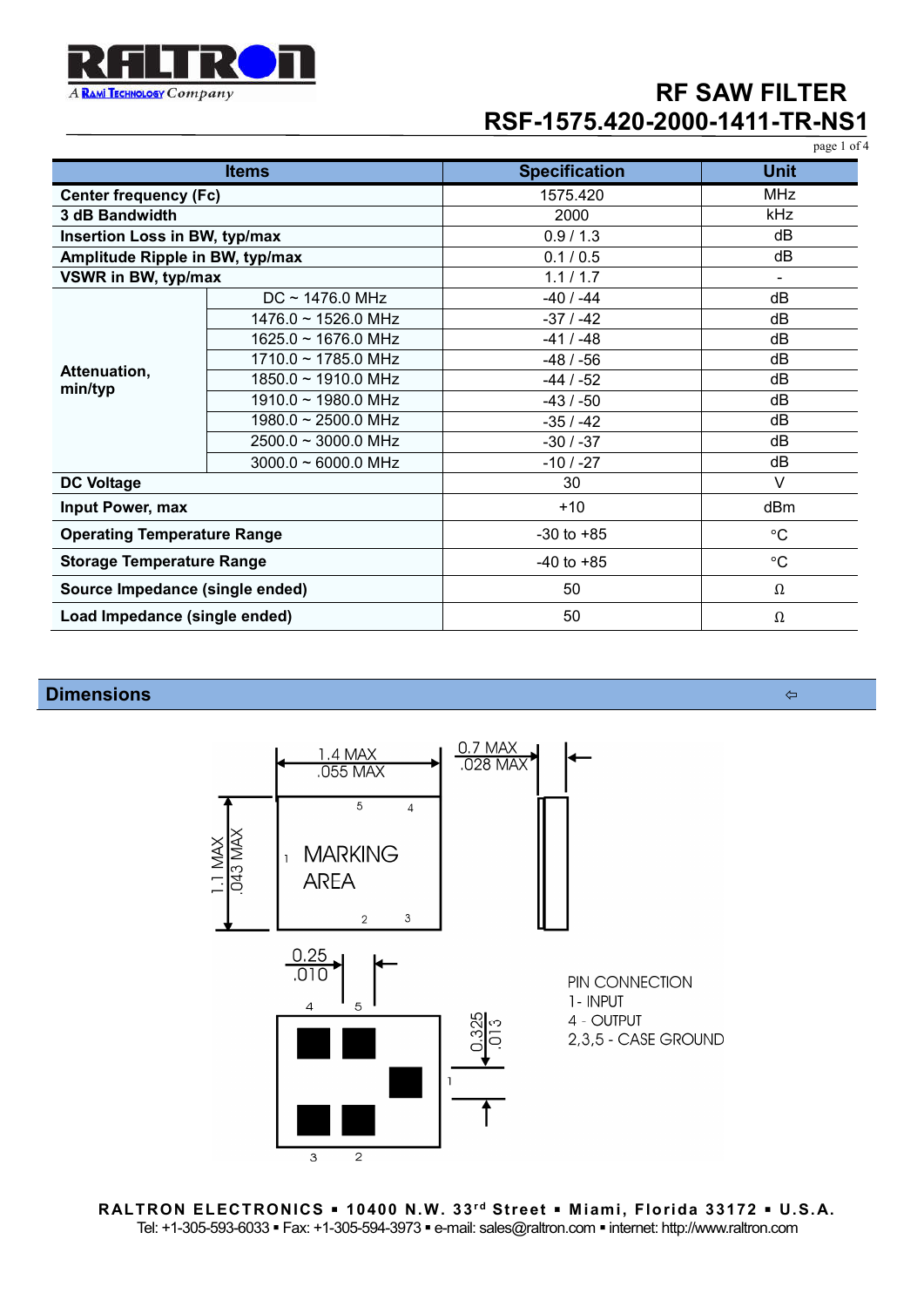# RF SAW FILTER
# RSF-1575.420-2000-1411-TR-NS1

| Items | | Specification | Unit |
|---|---|---|---|
| **Center frequency (Fc)** | | 1575.420 | MHz |
| **3 dB Bandwidth** | | 2000 | kHz |
| **Insertion Loss in BW, typ/max** | | 0.9 / 1.3 | dB |
| **Amplitude Ripple in BW, typ/max** | | 0.1 / 0.5 | dB |
| **VSWR in BW, typ/max** | | 1.1 / 1.7 | - |
| **Attenuation, min/typ** | DC ~ 1476.0 MHz | -40 / -44 | dB |
| | 1476.0 ~ 1526.0 MHz | -37 / -42 | dB |
| | 1625.0 ~ 1676.0 MHz | -41 / -48 | dB |
| | 1710.0 ~ 1785.0 MHz | -48 / -56 | dB |
| | 1850.0 ~ 1910.0 MHz | -44 / -52 | dB |
| | 1910.0 ~ 1980.0 MHz | -43 / -50 | dB |
| | 1980.0 ~ 2500.0 MHz | -35 / -42 | dB |
| | 2500.0 ~ 3000.0 MHz | -30 / -37 | dB |
| | 3000.0 ~ 6000.0 MHz | -10 / -27 | dB |
| **DC Voltage** | | 30 | V |
| **Input Power, max** | | +10 | dBm |
| **Operating Temperature Range** | | -30 to +85 | °C |
| **Storage Temperature Range** | | -40 to +85 | °C |
| **Source Impedance (single ended)** | | 50 | Ω |
| **Load Impedance (single ended)** | | 50 | Ω |

## Dimensions

1.4 MAX / .055 MAX

0.7 MAX / .028 MAX

1.1 MAX / .043 MAX

MARKING AREA

0.25 / .010

0.325 / .013

PIN CONNECTION
1 - INPUT
4 - OUTPUT
2,3,5 - CASE GROUND

**RALTRON ELECTRONICS ▪ 10400 N.W. 33rd Street ▪ Miami, Florida 33172 ▪ U.S.A.**
Tel: +1-305-593-6033 ▪ Fax: +1-305-594-3973 ▪ e-mail: sales@raltron.com ▪ internet: http://www.raltron.com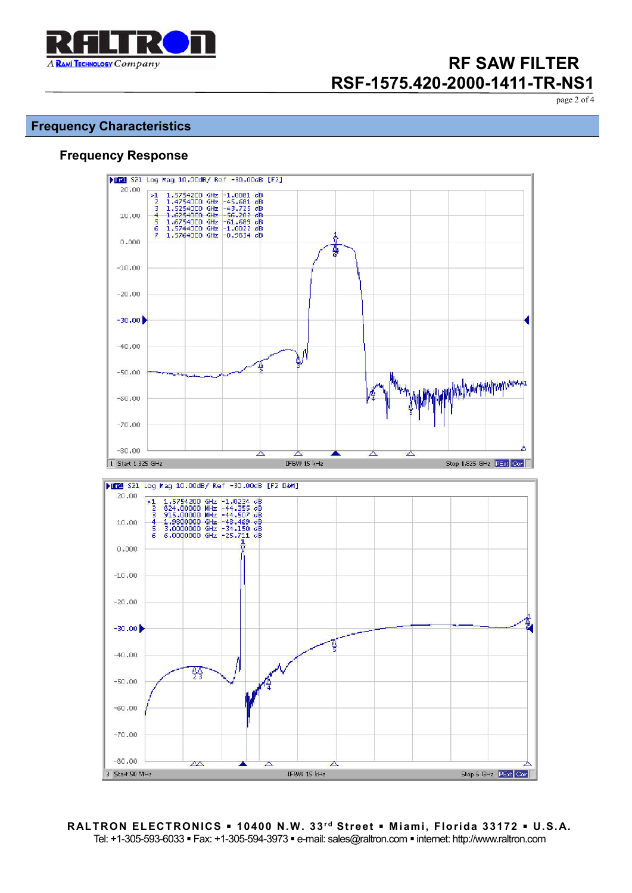## Frequency Characteristics

### Frequency Response

Tr1 S21 Log Mag 10.00dB/ Ref -30.00dB [F2]

| Marker | Frequency | Value |
|---|---|---|
| >1 | 1.5754200 GHz | -1.0081 dB |
| 2 | 1.4754000 GHz | -45.681 dB |
| 3 | 1.5254000 GHz | -43.725 dB |
| 4 | 1.6254000 GHz | -56.202 dB |
| 5 | 1.6754000 GHz | -61.689 dB |
| 6 | 1.5744000 GHz | -1.0022 dB |
| 7 | 1.5764000 GHz | -0.9834 dB |

1 Start 1.325 GHz IFBW 15 kHz Stop 1.825 GHz

Tr1 S21 Log Mag 10.00dB/ Ref -30.00dB [F2 D&M]

| Marker | Frequency | Value |
|---|---|---|
| >1 | 1.5754200 GHz | -1.0234 dB |
| 2 | 824.00000 MHz | -44.355 dB |
| 3 | 915.00000 MHz | -44.507 dB |
| 4 | 1.9800000 GHz | -48.469 dB |
| 5 | 3.0000000 GHz | -34.150 dB |
| 6 | 6.0000000 GHz | -25.711 dB |

3 Start 50 MHz IFBW 15 kHz Stop 6 GHz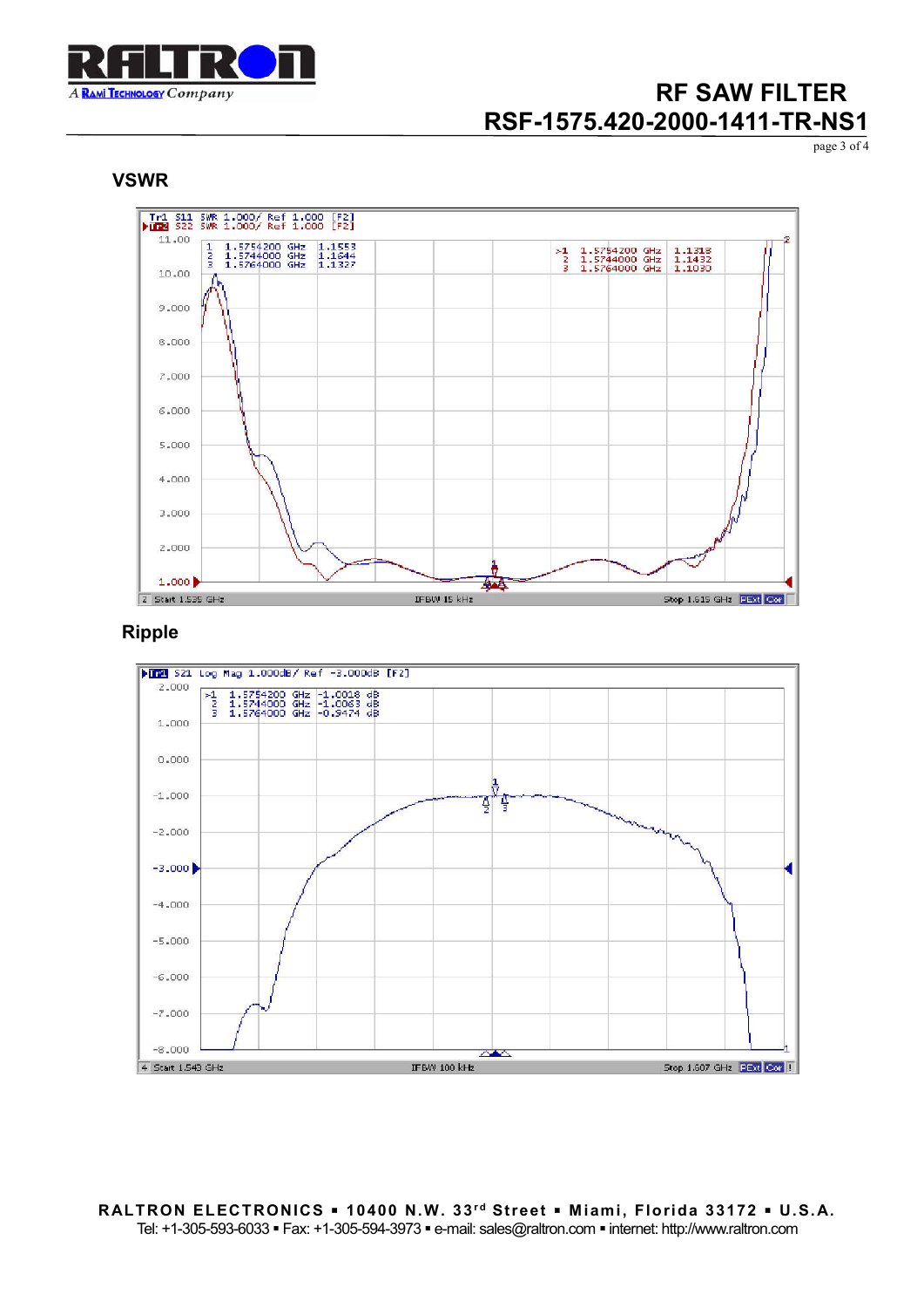# RF SAW FILTER
# RSF-1575.420-2000-1411-TR-NS1

## VSWR

Tr1 S11 SWR 1.000/ Ref 1.000 [F2]
Tr2 S22 SWR 1.000/ Ref 1.000 [F2]

| | Frequency | S11 SWR |
|---|---|---|
| 1 | 1.5754200 GHz | 1.1553 |
| 2 | 1.5744000 GHz | 1.1844 |
| 3 | 1.5764000 GHz | 1.1327 |

| | Frequency | S22 SWR |
|---|---|---|
| >1 | 1.5754200 GHz | 1.1318 |
| 2 | 1.5744000 GHz | 1.1432 |
| 3 | 1.5764000 GHz | 1.1030 |

Start 1.535 GHz    IFBW 15 kHz    Stop 1.615 GHz

## Ripple

Tr1 S21 Log Mag 1.000dB/ Ref -3.000dB [F2]

| | Frequency | S21 |
|---|---|---|
| >1 | 1.5754200 GHz | -1.0018 dB |
| 2 | 1.5744000 GHz | -1.0063 dB |
| 3 | 1.5764000 GHz | -0.9474 dB |

Start 1.543 GHz    IFBW 100 kHz    Stop 1.607 GHz

**RALTRON ELECTRONICS ▪ 10400 N.W. 33rd Street ▪ Miami, Florida 33172 ▪ U.S.A.**
Tel: +1-305-593-6033 ▪ Fax: +1-305-594-3973 ▪ e-mail: sales@raltron.com ▪ internet: http://www.raltron.com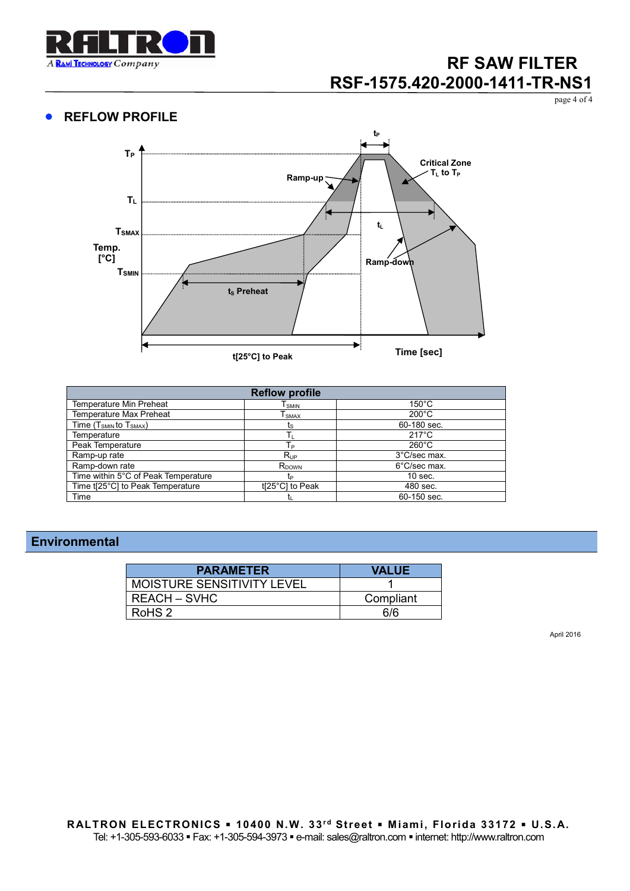## REFLOW PROFILE

$T_P$

$T_L$

$T_{SMAX}$

Temp. [°C]

$T_{SMIN}$

$t_P$

Critical Zone $T_L$ to $T_P$

Ramp-up

$t_L$

Ramp-down

$t_S$ Preheat

t[25°C] to Peak

Time [sec]

| Reflow profile | | |
|---|---|---|
| Temperature Min Preheat | $T_{SMIN}$ | 150°C |
| Temperature Max Preheat | $T_{SMAX}$ | 200°C |
| Time ($T_{SMIN}$ to $T_{SMAX}$) | $t_S$ | 60-180 sec. |
| Temperature | $T_L$ | 217°C |
| Peak Temperature | $T_P$ | 260°C |
| Ramp-up rate | $R_{UP}$ | 3°C/sec max. |
| Ramp-down rate | $R_{DOWN}$ | 6°C/sec max. |
| Time within 5°C of Peak Temperature | $t_P$ | 10 sec. |
| Time t[25°C] to Peak Temperature | t[25°C] to Peak | 480 sec. |
| Time | $t_L$ | 60-150 sec. |

## Environmental

| PARAMETER | VALUE |
|---|---|
| MOISTURE SENSITIVITY LEVEL | 1 |
| REACH – SVHC | Compliant |
| RoHS 2 | 6/6 |

April 2016

**RALTRON ELECTRONICS ▪ 10400 N.W. 33rd Street ▪ Miami, Florida 33172 ▪ U.S.A.**
Tel: +1-305-593-6033 ▪ Fax: +1-305-594-3973 ▪ e-mail: sales@raltron.com ▪ internet: http://www.raltron.com